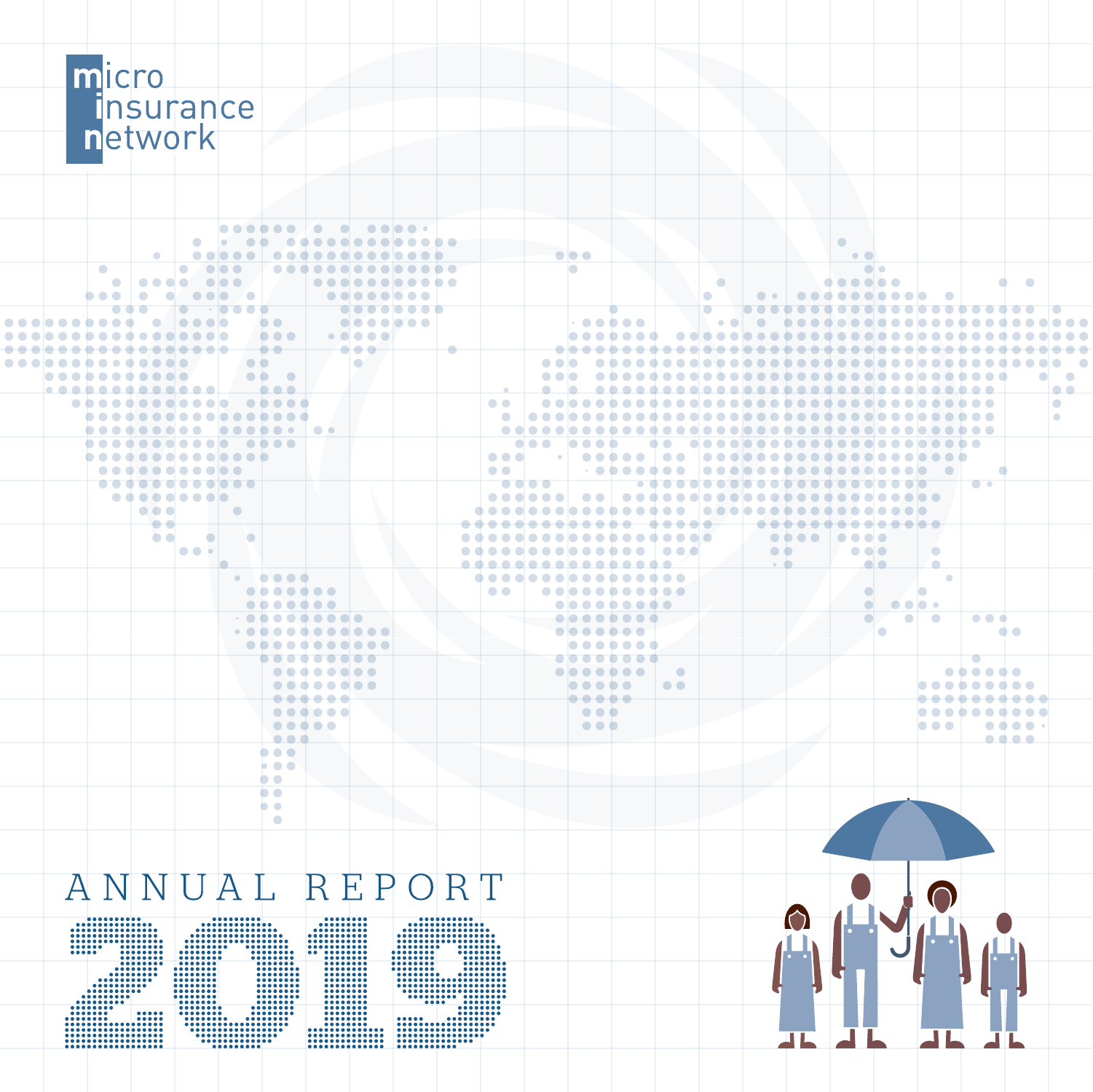micro
insurance
network

# ANNUAL REPORT 2019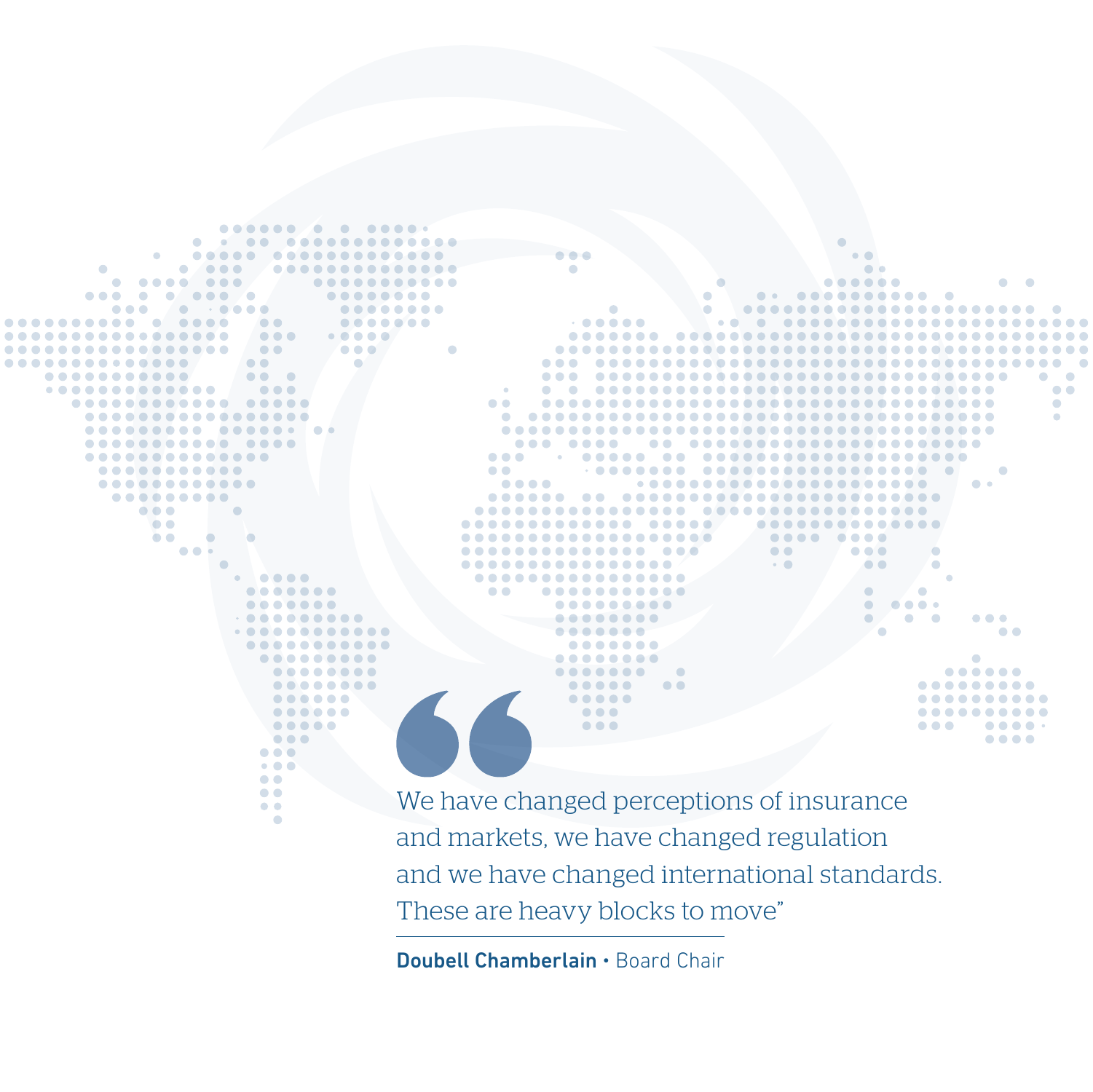> "We have changed perceptions of insurance and markets, we have changed regulation and we have changed international standards. These are heavy blocks to move"

**Doubell Chamberlain** • Board Chair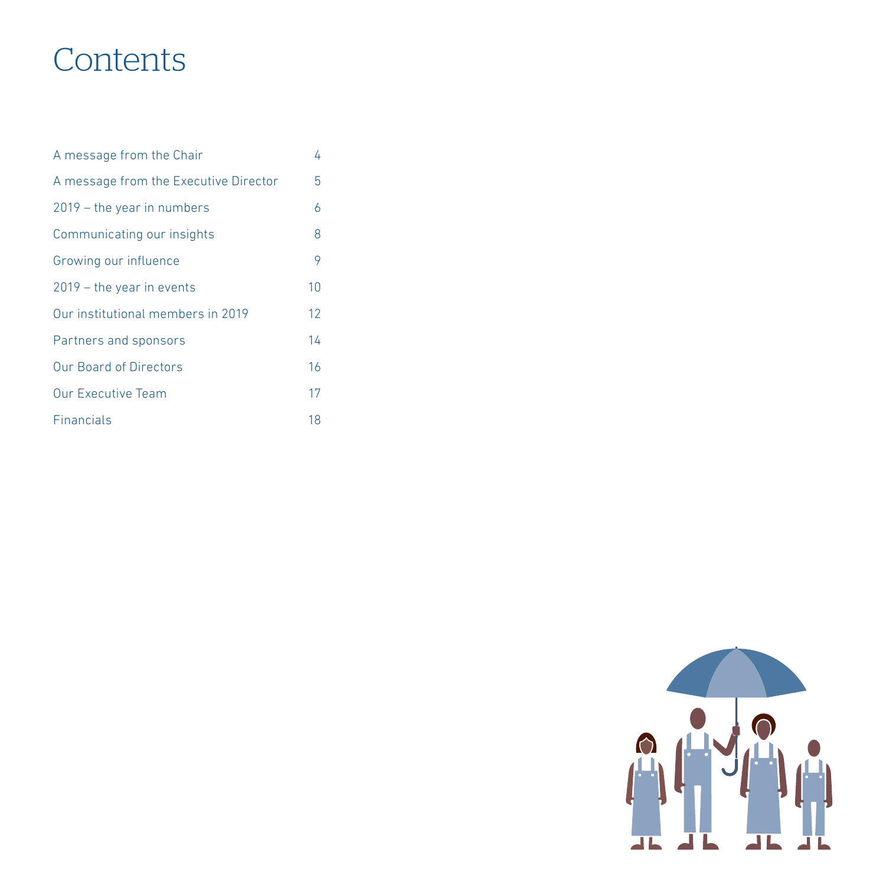# Contents

| | |
|---|---|
| A message from the Chair | 4 |
| A message from the Executive Director | 5 |
| 2019 – the year in numbers | 6 |
| Communicating our insights | 8 |
| Growing our influence | 9 |
| 2019 – the year in events | 10 |
| Our institutional members in 2019 | 12 |
| Partners and sponsors | 14 |
| Our Board of Directors | 16 |
| Our Executive Team | 17 |
| Financials | 18 |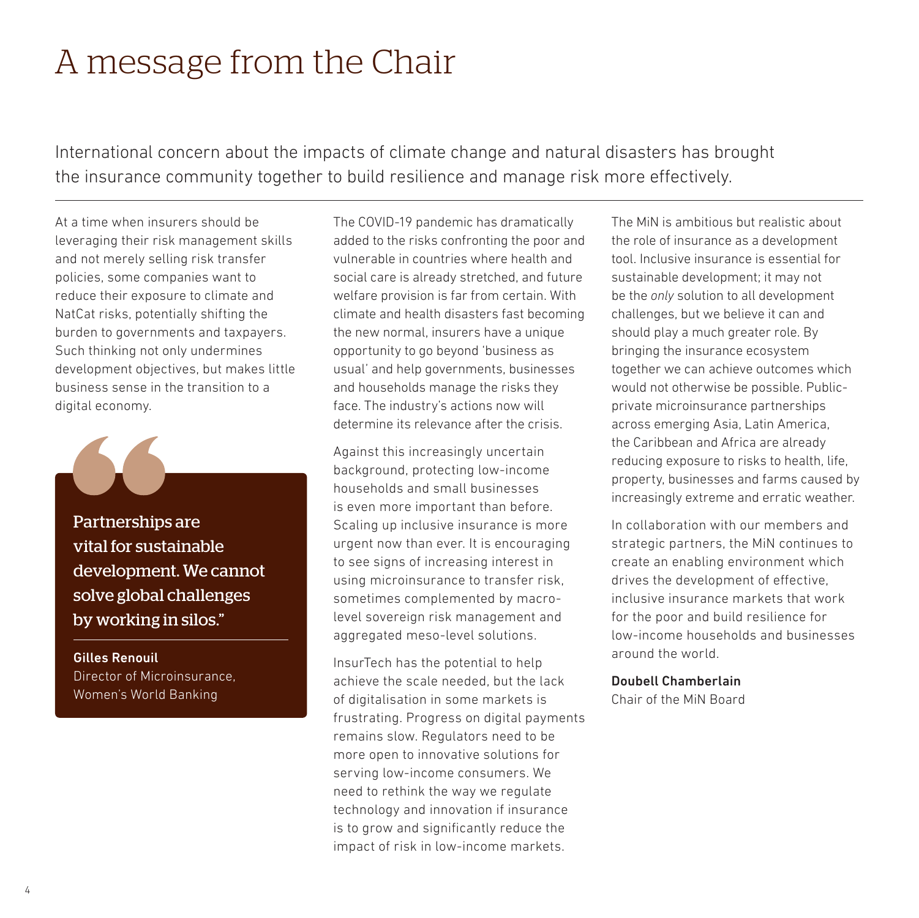# A message from the Chair

International concern about the impacts of climate change and natural disasters has brought the insurance community together to build resilience and manage risk more effectively.

At a time when insurers should be leveraging their risk management skills and not merely selling risk transfer policies, some companies want to reduce their exposure to climate and NatCat risks, potentially shifting the burden to governments and taxpayers. Such thinking not only undermines development objectives, but makes little business sense in the transition to a digital economy.

> Partnerships are vital for sustainable development. We cannot solve global challenges by working in silos."
>
> **Gilles Renouil**
> Director of Microinsurance, Women's World Banking

The COVID-19 pandemic has dramatically added to the risks confronting the poor and vulnerable in countries where health and social care is already stretched, and future welfare provision is far from certain. With climate and health disasters fast becoming the new normal, insurers have a unique opportunity to go beyond 'business as usual' and help governments, businesses and households manage the risks they face. The industry's actions now will determine its relevance after the crisis.

Against this increasingly uncertain background, protecting low-income households and small businesses is even more important than before. Scaling up inclusive insurance is more urgent now than ever. It is encouraging to see signs of increasing interest in using microinsurance to transfer risk, sometimes complemented by macro-level sovereign risk management and aggregated meso-level solutions.

InsurTech has the potential to help achieve the scale needed, but the lack of digitalisation in some markets is frustrating. Progress on digital payments remains slow. Regulators need to be more open to innovative solutions for serving low-income consumers. We need to rethink the way we regulate technology and innovation if insurance is to grow and significantly reduce the impact of risk in low-income markets.

The MiN is ambitious but realistic about the role of insurance as a development tool. Inclusive insurance is essential for sustainable development; it may not be the *only* solution to all development challenges, but we believe it can and should play a much greater role. By bringing the insurance ecosystem together we can achieve outcomes which would not otherwise be possible. Public-private microinsurance partnerships across emerging Asia, Latin America, the Caribbean and Africa are already reducing exposure to risks to health, life, property, businesses and farms caused by increasingly extreme and erratic weather.

In collaboration with our members and strategic partners, the MiN continues to create an enabling environment which drives the development of effective, inclusive insurance markets that work for the poor and build resilience for low-income households and businesses around the world.

**Doubell Chamberlain**
Chair of the MiN Board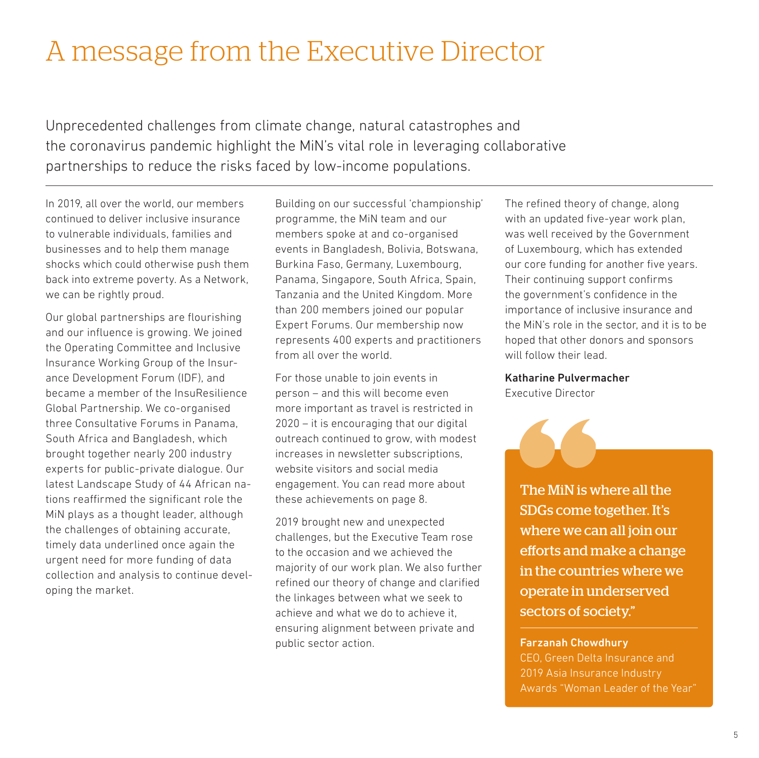# A message from the Executive Director

Unprecedented challenges from climate change, natural catastrophes and the coronavirus pandemic highlight the MiN's vital role in leveraging collaborative partnerships to reduce the risks faced by low-income populations.

In 2019, all over the world, our members continued to deliver inclusive insurance to vulnerable individuals, families and businesses and to help them manage shocks which could otherwise push them back into extreme poverty. As a Network, we can be rightly proud.

Our global partnerships are flourishing and our influence is growing. We joined the Operating Committee and Inclusive Insurance Working Group of the Insurance Development Forum (IDF), and became a member of the InsuResilience Global Partnership. We co-organised three Consultative Forums in Panama, South Africa and Bangladesh, which brought together nearly 200 industry experts for public-private dialogue. Our latest Landscape Study of 44 African nations reaffirmed the significant role the MiN plays as a thought leader, although the challenges of obtaining accurate, timely data underlined once again the urgent need for more funding of data collection and analysis to continue developing the market.

Building on our successful 'championship' programme, the MiN team and our members spoke at and co-organised events in Bangladesh, Bolivia, Botswana, Burkina Faso, Germany, Luxembourg, Panama, Singapore, South Africa, Spain, Tanzania and the United Kingdom. More than 200 members joined our popular Expert Forums. Our membership now represents 400 experts and practitioners from all over the world.

For those unable to join events in person – and this will become even more important as travel is restricted in 2020 – it is encouraging that our digital outreach continued to grow, with modest increases in newsletter subscriptions, website visitors and social media engagement. You can read more about these achievements on page 8.

2019 brought new and unexpected challenges, but the Executive Team rose to the occasion and we achieved the majority of our work plan. We also further refined our theory of change and clarified the linkages between what we seek to achieve and what we do to achieve it, ensuring alignment between private and public sector action.

The refined theory of change, along with an updated five-year work plan, was well received by the Government of Luxembourg, which has extended our core funding for another five years. Their continuing support confirms the government's confidence in the importance of inclusive insurance and the MiN's role in the sector, and it is to be hoped that other donors and sponsors will follow their lead.

**Katharine Pulvermacher**
Executive Director

> "The MiN is where all the SDGs come together. It's where we can all join our efforts and make a change in the countries where we operate in underserved sectors of society."
>
> **Farzanah Chowdhury**
> CEO, Green Delta Insurance and 2019 Asia Insurance Industry Awards "Woman Leader of the Year"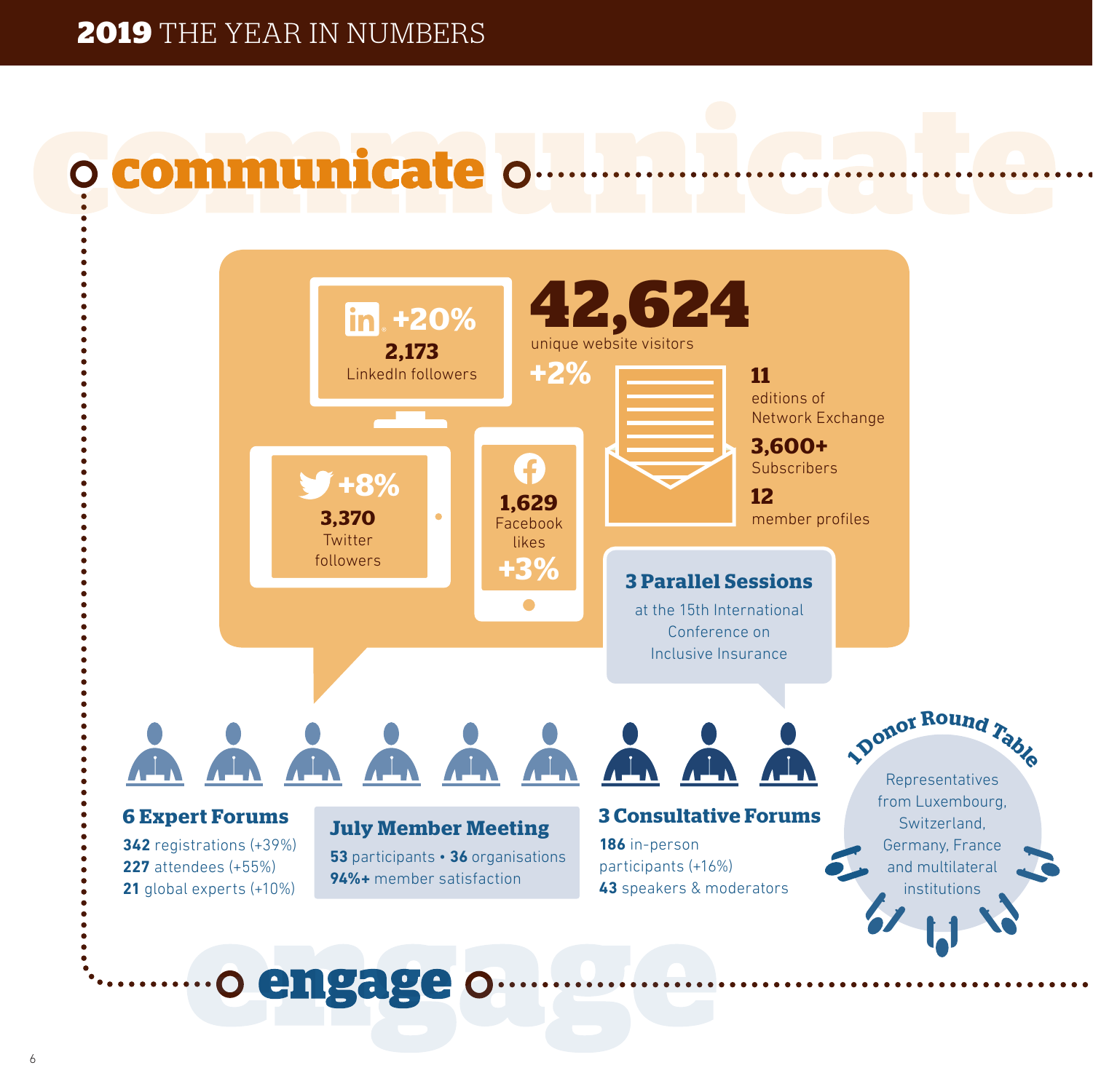# 2019 THE YEAR IN NUMBERS

## communicate

**+20%**
**2,173**
LinkedIn followers

**42,624**
unique website visitors
**+2%**

**+8%**
**3,370**
Twitter followers

**1,629**
Facebook likes
**+3%**

**11**
editions of Network Exchange

**3,600+**
Subscribers

**12**
member profiles

**3 Parallel Sessions**
at the 15th International Conference on Inclusive Insurance

**6 Expert Forums**
**342** registrations (+39%)
**227** attendees (+55%)
**21** global experts (+10%)

**July Member Meeting**
**53** participants • **36** organisations
**94%+** member satisfaction

**3 Consultative Forums**
**186** in-person participants (+16%)
**43** speakers & moderators

**1 Donor Round Table**
Representatives from Luxembourg, Switzerland, Germany, France and multilateral institutions

## engage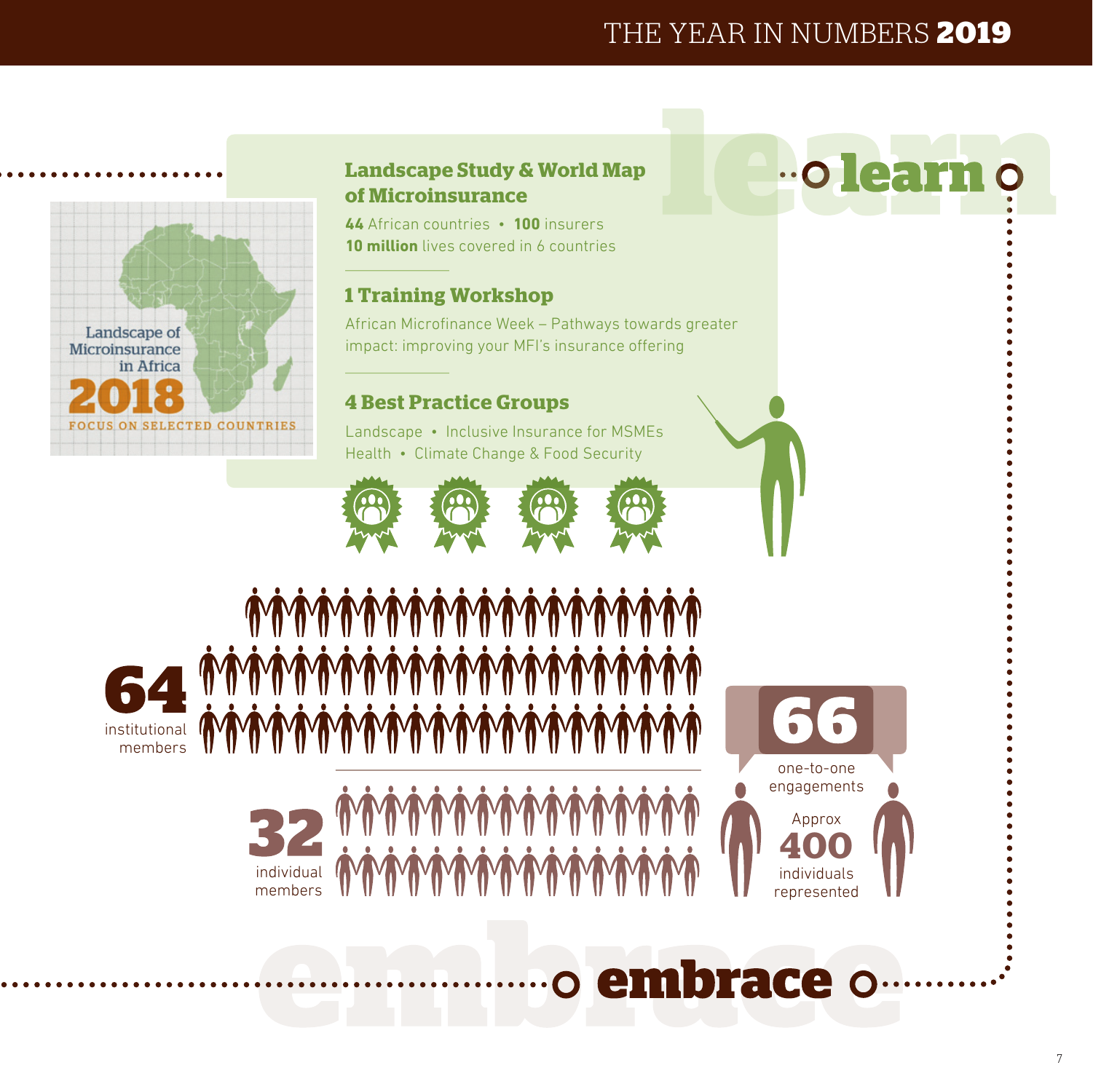# THE YEAR IN NUMBERS 2019

## learn

Landscape of Microinsurance in Africa 2018

FOCUS ON SELECTED COUNTRIES

### Landscape Study & World Map of Microinsurance

**44** African countries • **100** insurers

**10 million** lives covered in 6 countries

### 1 Training Workshop

African Microfinance Week – Pathways towards greater impact: improving your MFI's insurance offering

### 4 Best Practice Groups

Landscape • Inclusive Insurance for MSMEs

Health • Climate Change & Food Security

## embrace

**64** institutional members

**32** individual members

**66** one-to-one engagements

Approx **400** individuals represented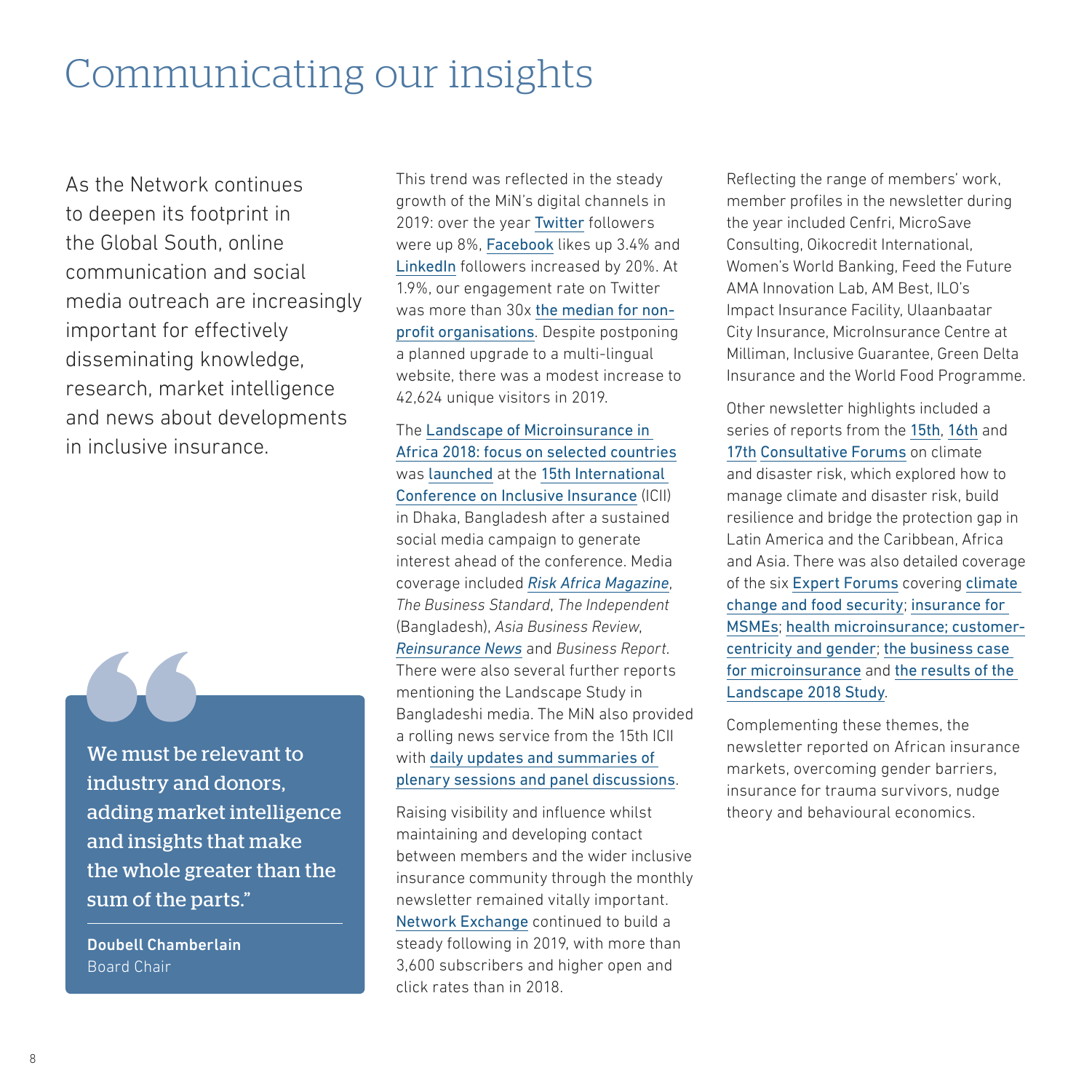# Communicating our insights

As the Network continues to deepen its footprint in the Global South, online communication and social media outreach are increasingly important for effectively disseminating knowledge, research, market intelligence and news about developments in inclusive insurance.

> We must be relevant to industry and donors, adding market intelligence and insights that make the whole greater than the sum of the parts."
>
> **Doubell Chamberlain**
> Board Chair

This trend was reflected in the steady growth of the MiN's digital channels in 2019: over the year Twitter followers were up 8%, Facebook likes up 3.4% and LinkedIn followers increased by 20%. At 1.9%, our engagement rate on Twitter was more than 30x the median for non-profit organisations. Despite postponing a planned upgrade to a multi-lingual website, there was a modest increase to 42,624 unique visitors in 2019.

The Landscape of Microinsurance in Africa 2018: focus on selected countries was launched at the 15th International Conference on Inclusive Insurance (ICII) in Dhaka, Bangladesh after a sustained social media campaign to generate interest ahead of the conference. Media coverage included *Risk Africa Magazine*, *The Business Standard*, *The Independent* (Bangladesh), *Asia Business Review*, *Reinsurance News* and *Business Report*. There were also several further reports mentioning the Landscape Study in Bangladeshi media. The MiN also provided a rolling news service from the 15th ICII with daily updates and summaries of plenary sessions and panel discussions.

Raising visibility and influence whilst maintaining and developing contact between members and the wider inclusive insurance community through the monthly newsletter remained vitally important. Network Exchange continued to build a steady following in 2019, with more than 3,600 subscribers and higher open and click rates than in 2018.

Reflecting the range of members' work, member profiles in the newsletter during the year included Cenfri, MicroSave Consulting, Oikocredit International, Women's World Banking, Feed the Future AMA Innovation Lab, AM Best, ILO's Impact Insurance Facility, Ulaanbaatar City Insurance, MicroInsurance Centre at Milliman, Inclusive Guarantee, Green Delta Insurance and the World Food Programme.

Other newsletter highlights included a series of reports from the 15th, 16th and 17th Consultative Forums on climate and disaster risk, which explored how to manage climate and disaster risk, build resilience and bridge the protection gap in Latin America and the Caribbean, Africa and Asia. There was also detailed coverage of the six Expert Forums covering climate change and food security; insurance for MSMEs; health microinsurance; customer-centricity and gender; the business case for microinsurance and the results of the Landscape 2018 Study.

Complementing these themes, the newsletter reported on African insurance markets, overcoming gender barriers, insurance for trauma survivors, nudge theory and behavioural economics.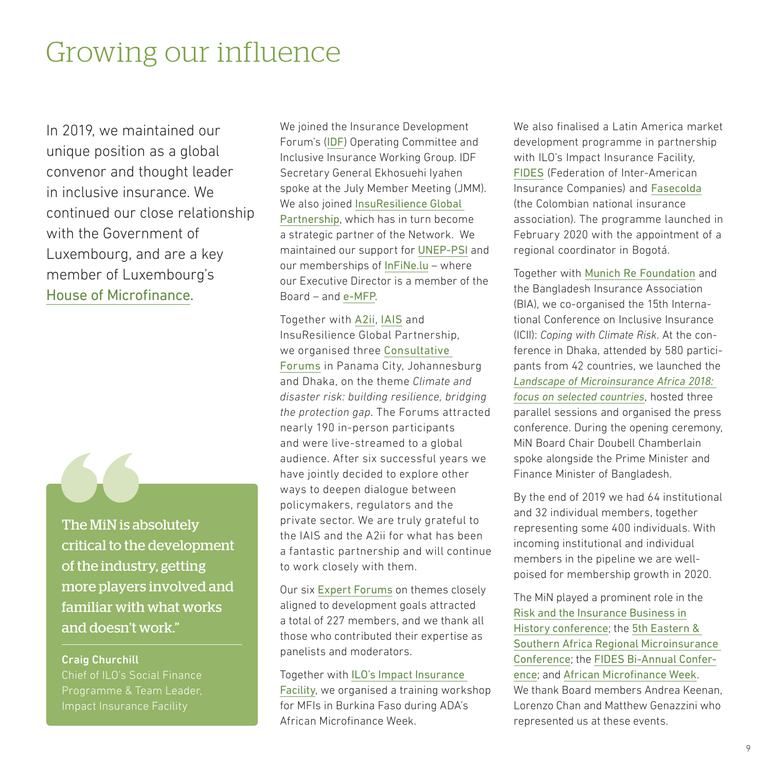# Growing our influence

In 2019, we maintained our unique position as a global convenor and thought leader in inclusive insurance. We continued our close relationship with the Government of Luxembourg, and are a key member of Luxembourg's House of Microfinance.

> The MiN is absolutely critical to the development of the industry, getting more players involved and familiar with what works and doesn't work."
>
> **Craig Churchill**
> Chief of ILO's Social Finance Programme & Team Leader, Impact Insurance Facility

We joined the Insurance Development Forum's (IDF) Operating Committee and Inclusive Insurance Working Group. IDF Secretary General Ekhosuehi Iyahen spoke at the July Member Meeting (JMM). We also joined InsuResilience Global Partnership, which has in turn become a strategic partner of the Network. We maintained our support for UNEP-PSI and our memberships of InFiNe.lu – where our Executive Director is a member of the Board – and e-MFP.

Together with A2ii, IAIS and InsuResilience Global Partnership, we organised three Consultative Forums in Panama City, Johannesburg and Dhaka, on the theme *Climate and disaster risk: building resilience, bridging the protection gap*. The Forums attracted nearly 190 in-person participants and were live-streamed to a global audience. After six successful years we have jointly decided to explore other ways to deepen dialogue between policymakers, regulators and the private sector. We are truly grateful to the IAIS and the A2ii for what has been a fantastic partnership and will continue to work closely with them.

Our six Expert Forums on themes closely aligned to development goals attracted a total of 227 members, and we thank all those who contributed their expertise as panelists and moderators.

Together with ILO's Impact Insurance Facility, we organised a training workshop for MFIs in Burkina Faso during ADA's African Microfinance Week.

We also finalised a Latin America market development programme in partnership with ILO's Impact Insurance Facility, FIDES (Federation of Inter-American Insurance Companies) and Fasecolda (the Colombian national insurance association). The programme launched in February 2020 with the appointment of a regional coordinator in Bogotá.

Together with Munich Re Foundation and the Bangladesh Insurance Association (BIA), we co-organised the 15th International Conference on Inclusive Insurance (ICII): *Coping with Climate Risk*. At the conference in Dhaka, attended by 580 participants from 42 countries, we launched the *Landscape of Microinsurance Africa 2018: focus on selected countries*, hosted three parallel sessions and organised the press conference. During the opening ceremony, MiN Board Chair Doubell Chamberlain spoke alongside the Prime Minister and Finance Minister of Bangladesh.

By the end of 2019 we had 64 institutional and 32 individual members, together representing some 400 individuals. With incoming institutional and individual members in the pipeline we are well-poised for membership growth in 2020.

The MiN played a prominent role in the Risk and the Insurance Business in History conference; the 5th Eastern & Southern Africa Regional Microinsurance Conference; the FIDES Bi-Annual Conference; and African Microfinance Week. We thank Board members Andrea Keenan, Lorenzo Chan and Matthew Genazzini who represented us at these events.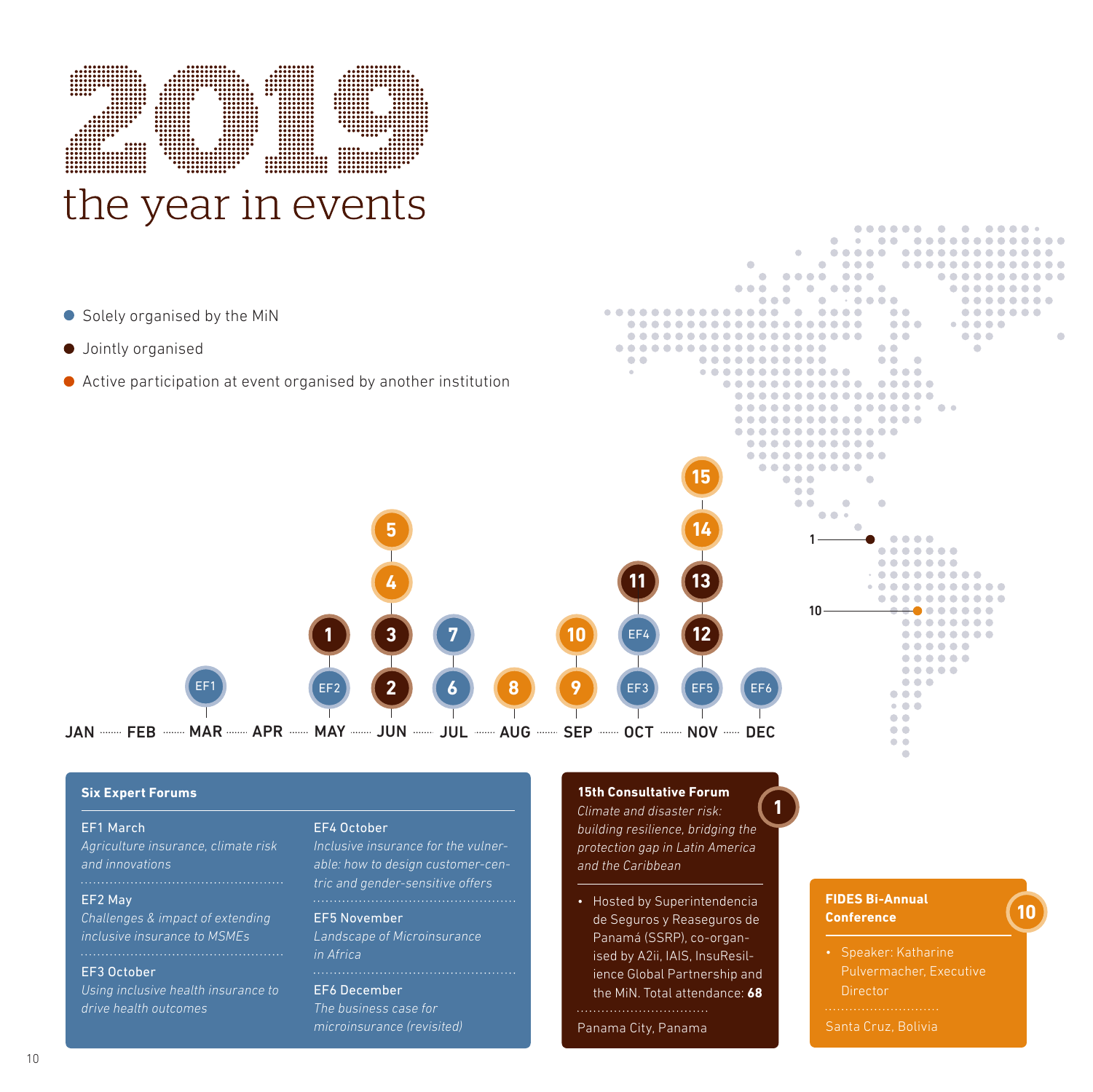# 2019 the year in events

- Solely organised by the MiN
- Jointly organised
- Active participation at event organised by another institution

JAN · FEB · MAR · APR · MAY · JUN · JUL · AUG · SEP · OCT · NOV · DEC

| Month | Events |
|---|---|
| MAR | EF1 |
| MAY | EF2, 1 |
| JUN | 2, 3, 4, 5 |
| JUL | 6, 7 |
| AUG | 8 |
| SEP | 9, 10 |
| OCT | EF3, EF4, 11 |
| NOV | EF5, 12, 13, 14, 15 |
| DEC | EF6 |

### Six Expert Forums

**EF1 March**
*Agriculture insurance, climate risk and innovations*

**EF2 May**
*Challenges & impact of extending inclusive insurance to MSMEs*

**EF3 October**
*Using inclusive health insurance to drive health outcomes*

**EF4 October**
*Inclusive insurance for the vulnerable: how to design customer-centric and gender-sensitive offers*

**EF5 November**
*Landscape of Microinsurance in Africa*

**EF6 December**
*The business case for microinsurance (revisited)*

### 1 — 15th Consultative Forum

*Climate and disaster risk: building resilience, bridging the protection gap in Latin America and the Caribbean*

- Hosted by Superintendencia de Seguros y Reaseguros de Panamá (SSRP), co-organised by A2ii, IAIS, InsuResilience Global Partnership and the MiN. Total attendance: **68**

Panama City, Panama

### 10 — FIDES Bi-Annual Conference

- Speaker: Katharine Pulvermacher, Executive Director

Santa Cruz, Bolivia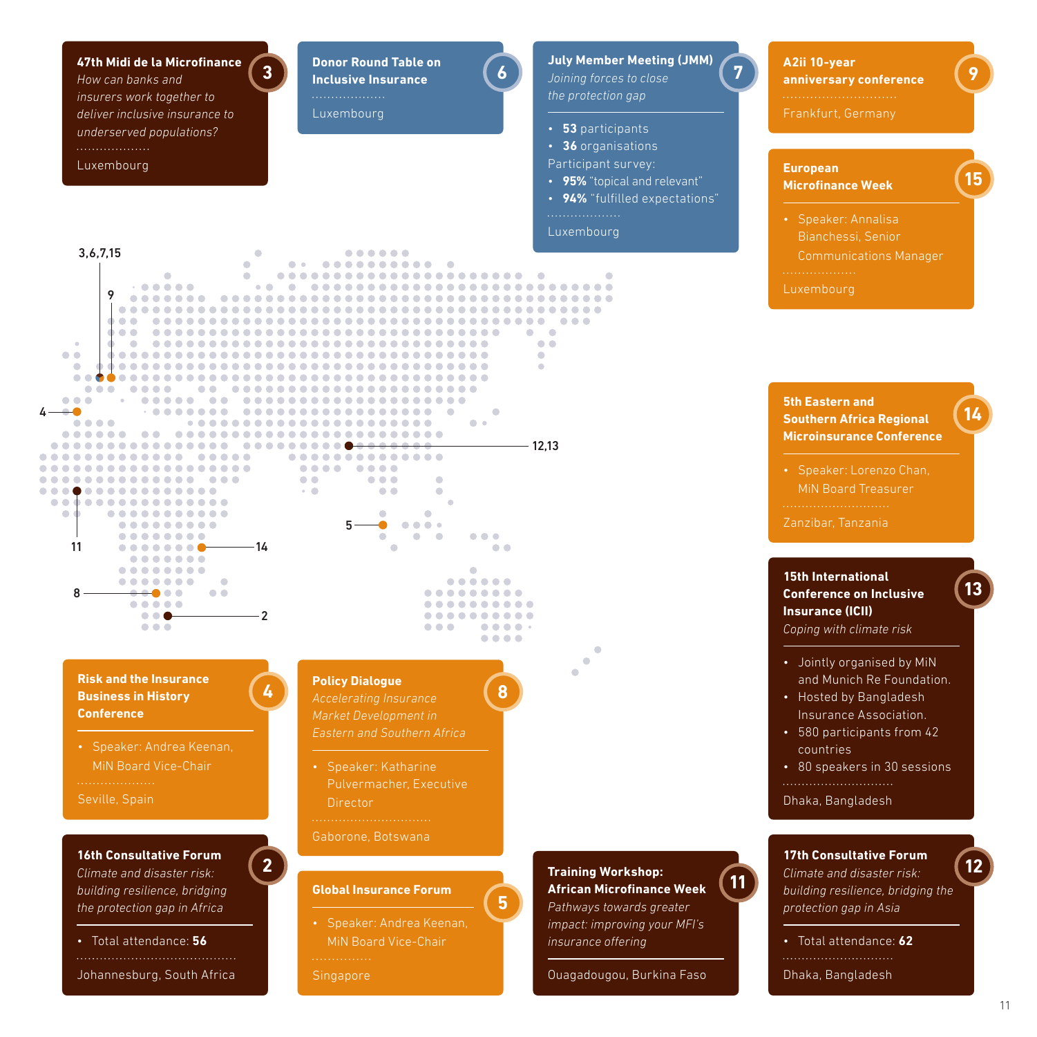### 3 — 47th Midi de la Microfinance

*How can banks and insurers work together to deliver inclusive insurance to underserved populations?*

Luxembourg

### 6 — Donor Round Table on Inclusive Insurance

Luxembourg

### 7 — July Member Meeting (JMM)

*Joining forces to close the protection gap*

- **53** participants
- **36** organisations

Participant survey:

- **95%** "topical and relevant"
- **94%** "fulfilled expectations"

Luxembourg

### 9 — A2ii 10-year anniversary conference

Frankfurt, Germany

### 15 — European Microfinance Week

- Speaker: Annalisa Bianchessi, Senior Communications Manager

Luxembourg

### 14 — 5th Eastern and Southern Africa Regional Microinsurance Conference

- Speaker: Lorenzo Chan, MiN Board Treasurer

Zanzibar, Tanzania

### 13 — 15th International Conference on Inclusive Insurance (ICII)

*Coping with climate risk*

- Jointly organised by MiN and Munich Re Foundation.
- Hosted by Bangladesh Insurance Association.
- 580 participants from 42 countries
- 80 speakers in 30 sessions

Dhaka, Bangladesh

### 4 — Risk and the Insurance Business in History Conference

- Speaker: Andrea Keenan, MiN Board Vice-Chair

Seville, Spain

### 8 — Policy Dialogue

*Accelerating Insurance Market Development in Eastern and Southern Africa*

- Speaker: Katharine Pulvermacher, Executive Director

Gaborone, Botswana

### 2 — 16th Consultative Forum

*Climate and disaster risk: building resilience, bridging the protection gap in Africa*

- Total attendance: **56**

Johannesburg, South Africa

### 5 — Global Insurance Forum

- Speaker: Andrea Keenan, MiN Board Vice-Chair

Singapore

### 11 — Training Workshop: African Microfinance Week

*Pathways towards greater impact: improving your MFI's insurance offering*

Ouagadougou, Burkina Faso

### 12 — 17th Consultative Forum

*Climate and disaster risk: building resilience, bridging the protection gap in Asia*

- Total attendance: **62**

Dhaka, Bangladesh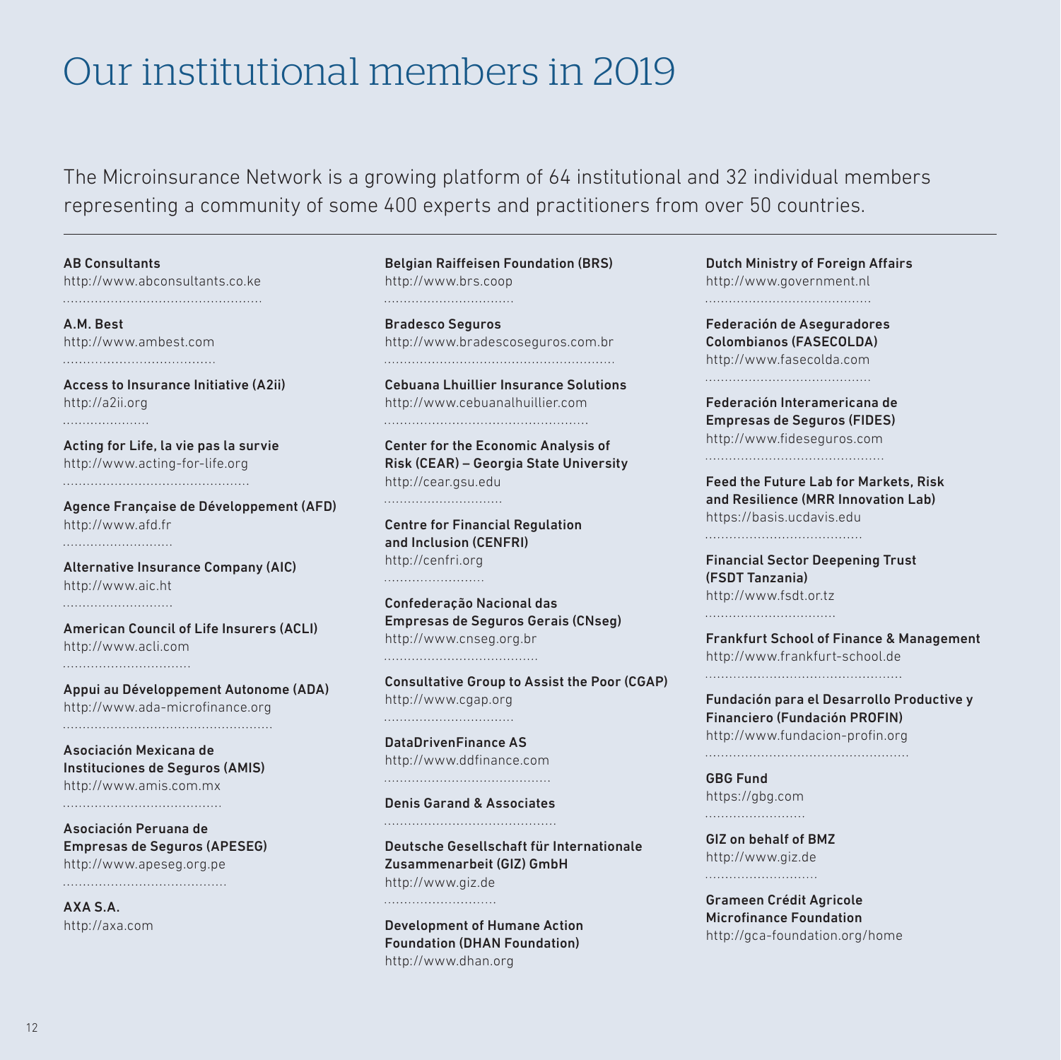# Our institutional members in 2019

The Microinsurance Network is a growing platform of 64 institutional and 32 individual members representing a community of some 400 experts and practitioners from over 50 countries.

---

**AB Consultants**
http://www.abconsultants.co.ke

**A.M. Best**
http://www.ambest.com

**Access to Insurance Initiative (A2ii)**
http://a2ii.org

**Acting for Life, la vie pas la survie**
http://www.acting-for-life.org

**Agence Française de Développement (AFD)**
http://www.afd.fr

**Alternative Insurance Company (AIC)**
http://www.aic.ht

**American Council of Life Insurers (ACLI)**
http://www.acli.com

**Appui au Développement Autonome (ADA)**
http://www.ada-microfinance.org

**Asociación Mexicana de Instituciones de Seguros (AMIS)**
http://www.amis.com.mx

**Asociación Peruana de Empresas de Seguros (APESEG)**
http://www.apeseg.org.pe

**AXA S.A.**
http://axa.com

**Belgian Raiffeisen Foundation (BRS)**
http://www.brs.coop

**Bradesco Seguros**
http://www.bradescoseguros.com.br

**Cebuana Lhuillier Insurance Solutions**
http://www.cebuanalhuillier.com

**Center for the Economic Analysis of Risk (CEAR) – Georgia State University**
http://cear.gsu.edu

**Centre for Financial Regulation and Inclusion (CENFRI)**
http://cenfri.org

**Confederação Nacional das Empresas de Seguros Gerais (CNseg)**
http://www.cnseg.org.br

**Consultative Group to Assist the Poor (CGAP)**
http://www.cgap.org

**DataDrivenFinance AS**
http://www.ddfinance.com

**Denis Garand & Associates**

**Deutsche Gesellschaft für Internationale Zusammenarbeit (GIZ) GmbH**
http://www.giz.de

**Development of Humane Action Foundation (DHAN Foundation)**
http://www.dhan.org

**Dutch Ministry of Foreign Affairs**
http://www.government.nl

**Federación de Aseguradores Colombianos (FASECOLDA)**
http://www.fasecolda.com

**Federación Interamericana de Empresas de Seguros (FIDES)**
http://www.fideseguros.com

**Feed the Future Lab for Markets, Risk and Resilience (MRR Innovation Lab)**
https://basis.ucdavis.edu

**Financial Sector Deepening Trust (FSDT Tanzania)**
http://www.fsdt.or.tz

**Frankfurt School of Finance & Management**
http://www.frankfurt-school.de

**Fundación para el Desarrollo Productive y Financiero (Fundación PROFIN)**
http://www.fundacion-profin.org

**GBG Fund**
https://gbg.com

**GIZ on behalf of BMZ**
http://www.giz.de

**Grameen Crédit Agricole Microfinance Foundation**
http://gca-foundation.org/home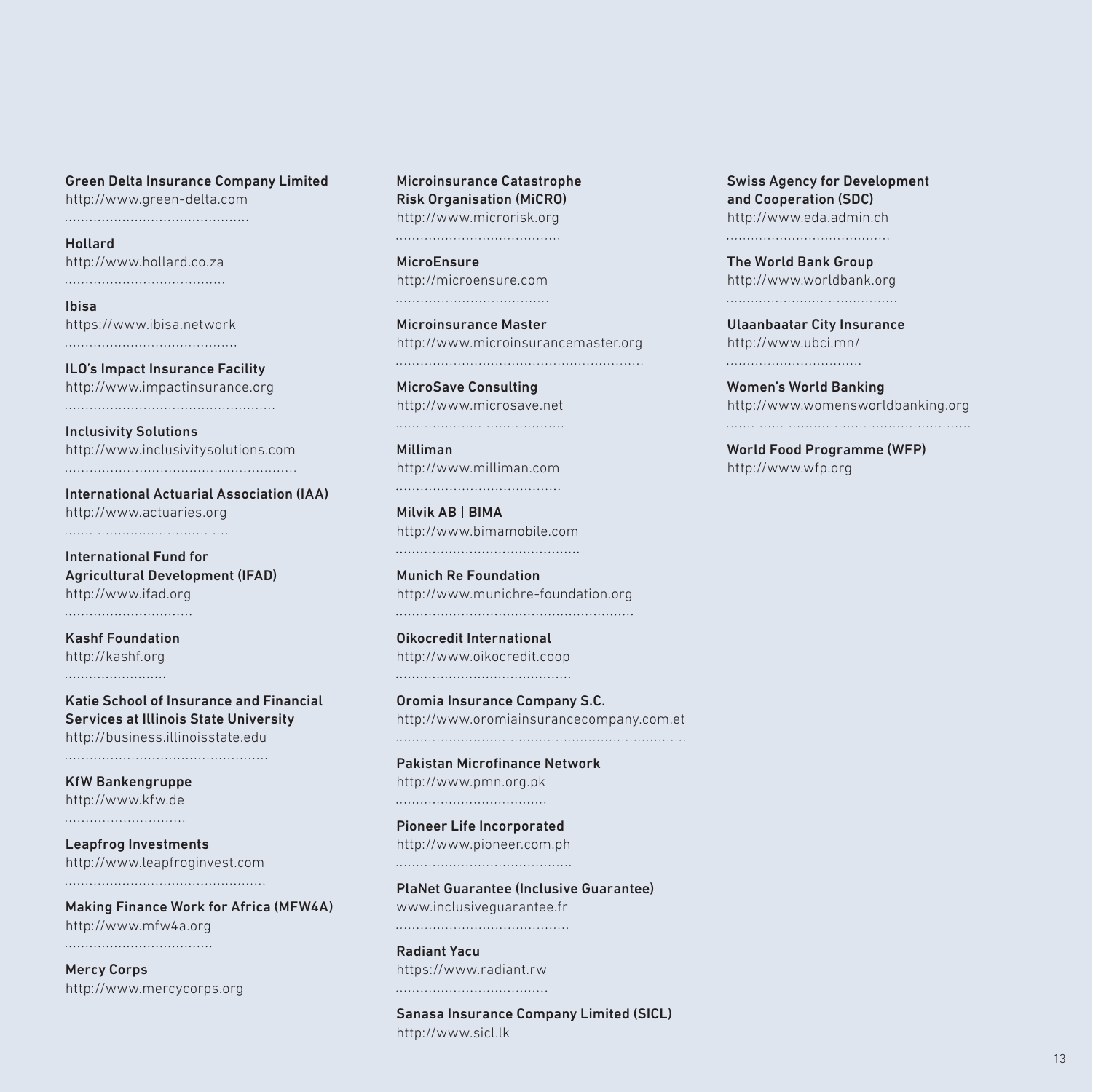**Green Delta Insurance Company Limited**
http://www.green-delta.com

**Hollard**
http://www.hollard.co.za

**Ibisa**
https://www.ibisa.network

**ILO's Impact Insurance Facility**
http://www.impactinsurance.org

**Inclusivity Solutions**
http://www.inclusivitysolutions.com

**International Actuarial Association (IAA)**
http://www.actuaries.org

**International Fund for Agricultural Development (IFAD)**
http://www.ifad.org

**Kashf Foundation**
http://kashf.org

**Katie School of Insurance and Financial Services at Illinois State University**
http://business.illinoisstate.edu

**KfW Bankengruppe**
http://www.kfw.de

**Leapfrog Investments**
http://www.leapfroginvest.com

**Making Finance Work for Africa (MFW4A)**
http://www.mfw4a.org

**Mercy Corps**
http://www.mercycorps.org

**Microinsurance Catastrophe Risk Organisation (MiCRO)**
http://www.microrisk.org

**MicroEnsure**
http://microensure.com

**Microinsurance Master**
http://www.microinsurancemaster.org

**MicroSave Consulting**
http://www.microsave.net

**Milliman**
http://www.milliman.com

**Milvik AB | BIMA**
http://www.bimamobile.com

**Munich Re Foundation**
http://www.munichre-foundation.org

**Oikocredit International**
http://www.oikocredit.coop

**Oromia Insurance Company S.C.**
http://www.oromiainsurancecompany.com.et

**Pakistan Microfinance Network**
http://www.pmn.org.pk

**Pioneer Life Incorporated**
http://www.pioneer.com.ph

**PlaNet Guarantee (Inclusive Guarantee)**
www.inclusiveguarantee.fr

**Radiant Yacu**
https://www.radiant.rw

**Sanasa Insurance Company Limited (SICL)**
http://www.sicl.lk

**Swiss Agency for Development and Cooperation (SDC)**
http://www.eda.admin.ch

**The World Bank Group**
http://www.worldbank.org

**Ulaanbaatar City Insurance**
http://www.ubci.mn/

**Women's World Banking**
http://www.womensworldbanking.org

**World Food Programme (WFP)**
http://www.wfp.org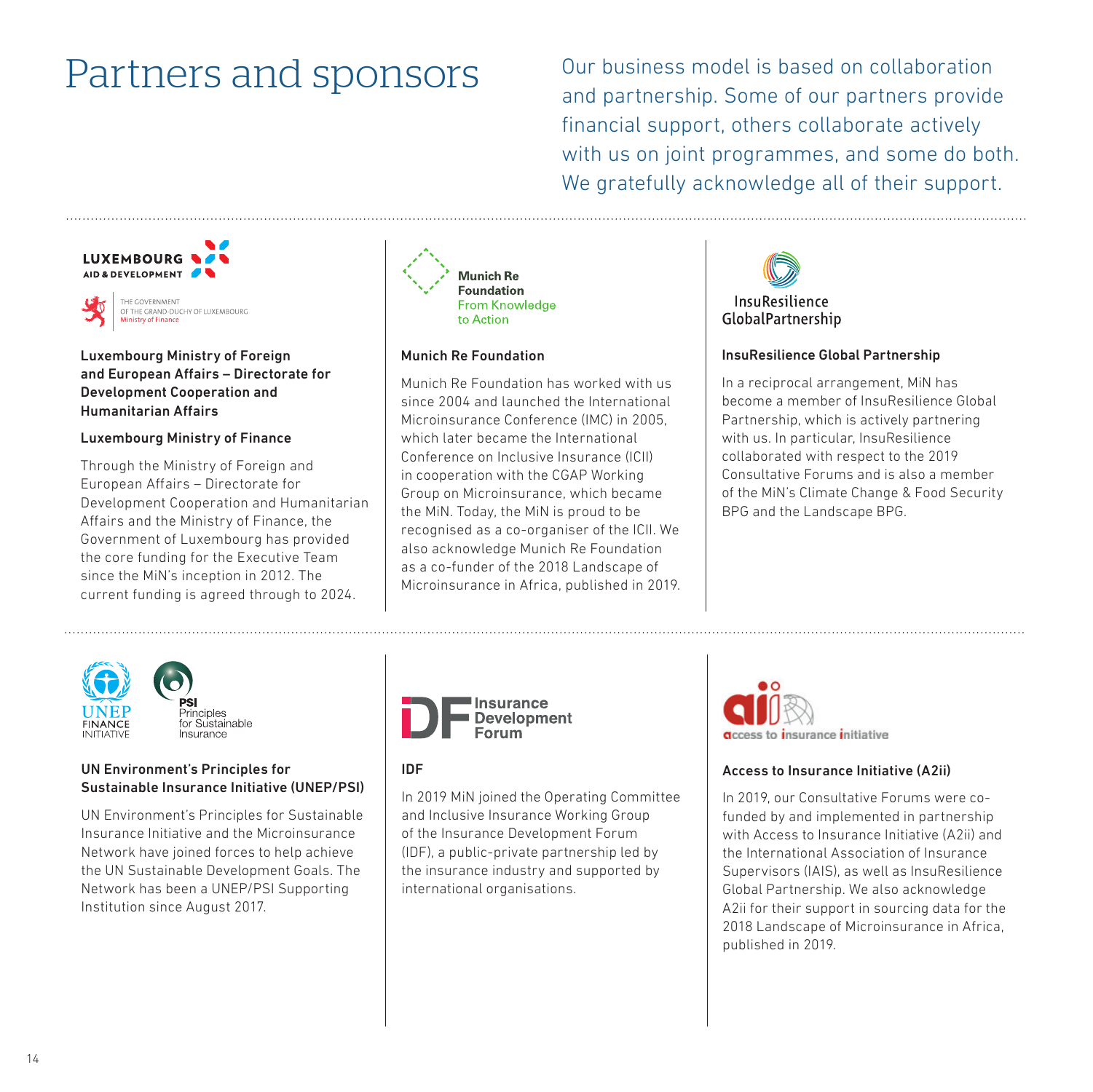# Partners and sponsors

Our business model is based on collaboration and partnership. Some of our partners provide financial support, others collaborate actively with us on joint programmes, and some do both. We gratefully acknowledge all of their support.

### Luxembourg Ministry of Foreign and European Affairs – Directorate for Development Cooperation and Humanitarian Affairs

### Luxembourg Ministry of Finance

Through the Ministry of Foreign and European Affairs – Directorate for Development Cooperation and Humanitarian Affairs and the Ministry of Finance, the Government of Luxembourg has provided the core funding for the Executive Team since the MiN's inception in 2012. The current funding is agreed through to 2024.

### Munich Re Foundation

Munich Re Foundation has worked with us since 2004 and launched the International Microinsurance Conference (IMC) in 2005, which later became the International Conference on Inclusive Insurance (ICII) in cooperation with the CGAP Working Group on Microinsurance, which became the MiN. Today, the MiN is proud to be recognised as a co-organiser of the ICII. We also acknowledge Munich Re Foundation as a co-funder of the 2018 Landscape of Microinsurance in Africa, published in 2019.

### InsuResilience Global Partnership

In a reciprocal arrangement, MiN has become a member of InsuResilience Global Partnership, which is actively partnering with us. In particular, InsuResilience collaborated with respect to the 2019 Consultative Forums and is also a member of the MiN's Climate Change & Food Security BPG and the Landscape BPG.

### UN Environment's Principles for Sustainable Insurance Initiative (UNEP/PSI)

UN Environment's Principles for Sustainable Insurance Initiative and the Microinsurance Network have joined forces to help achieve the UN Sustainable Development Goals. The Network has been a UNEP/PSI Supporting Institution since August 2017.

### IDF

In 2019 MiN joined the Operating Committee and Inclusive Insurance Working Group of the Insurance Development Forum (IDF), a public-private partnership led by the insurance industry and supported by international organisations.

### Access to Insurance Initiative (A2ii)

In 2019, our Consultative Forums were co-funded by and implemented in partnership with Access to Insurance Initiative (A2ii) and the International Association of Insurance Supervisors (IAIS), as well as InsuResilience Global Partnership. We also acknowledge A2ii for their support in sourcing data for the 2018 Landscape of Microinsurance in Africa, published in 2019.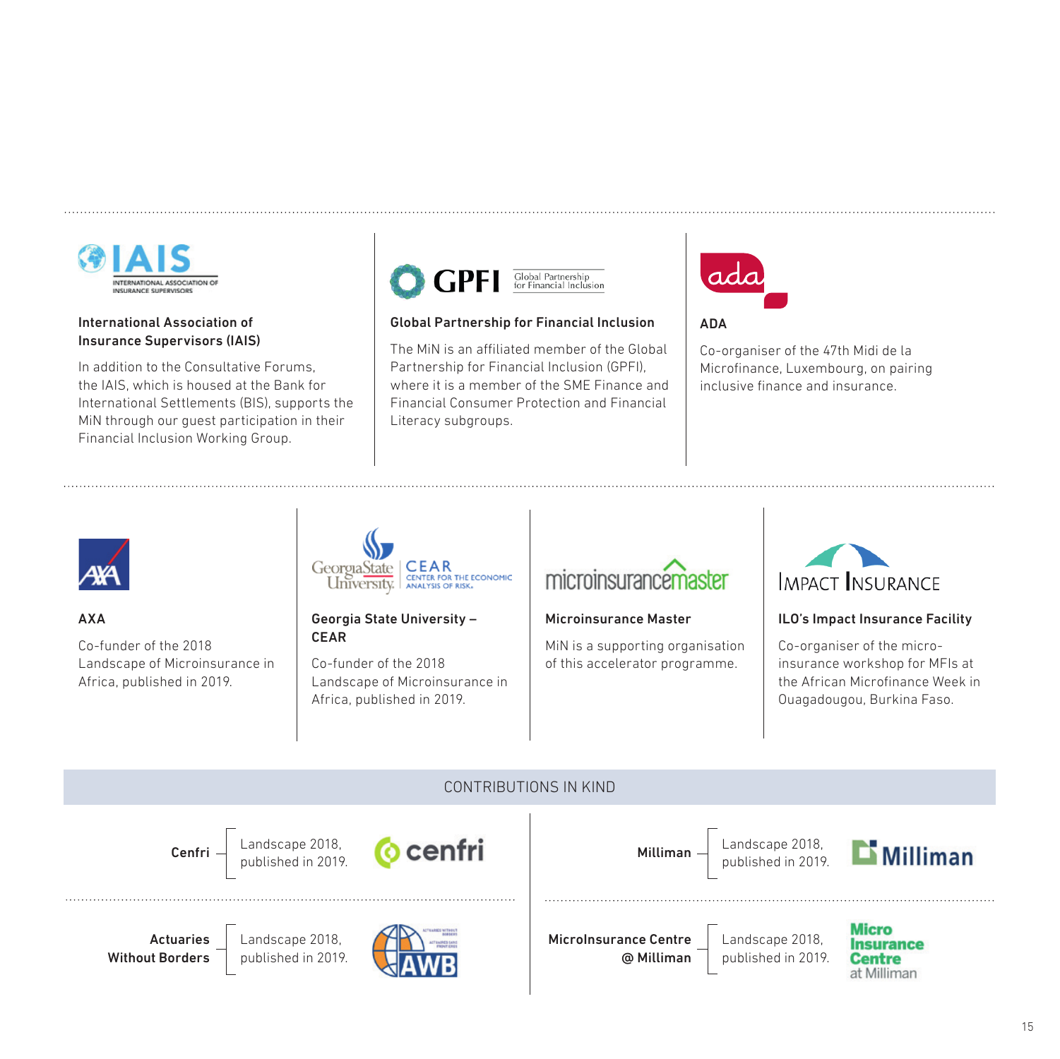### International Association of Insurance Supervisors (IAIS)

In addition to the Consultative Forums, the IAIS, which is housed at the Bank for International Settlements (BIS), supports the MiN through our guest participation in their Financial Inclusion Working Group.

### Global Partnership for Financial Inclusion

The MiN is an affiliated member of the Global Partnership for Financial Inclusion (GPFI), where it is a member of the SME Finance and Financial Consumer Protection and Financial Literacy subgroups.

### ADA

Co-organiser of the 47th Midi de la Microfinance, Luxembourg, on pairing inclusive finance and insurance.

### AXA

Co-funder of the 2018 Landscape of Microinsurance in Africa, published in 2019.

### Georgia State University – CEAR

Co-funder of the 2018 Landscape of Microinsurance in Africa, published in 2019.

### Microinsurance Master

MiN is a supporting organisation of this accelerator programme.

### ILO's Impact Insurance Facility

Co-organiser of the micro-insurance workshop for MFIs at the African Microfinance Week in Ouagadougou, Burkina Faso.

## CONTRIBUTIONS IN KIND

| Organisation | Contribution |
|---|---|
| **Cenfri** | Landscape 2018, published in 2019. |
| **Actuaries Without Borders** | Landscape 2018, published in 2019. |
| **Milliman** | Landscape 2018, published in 2019. |
| **MicroInsurance Centre @ Milliman** | Landscape 2018, published in 2019. |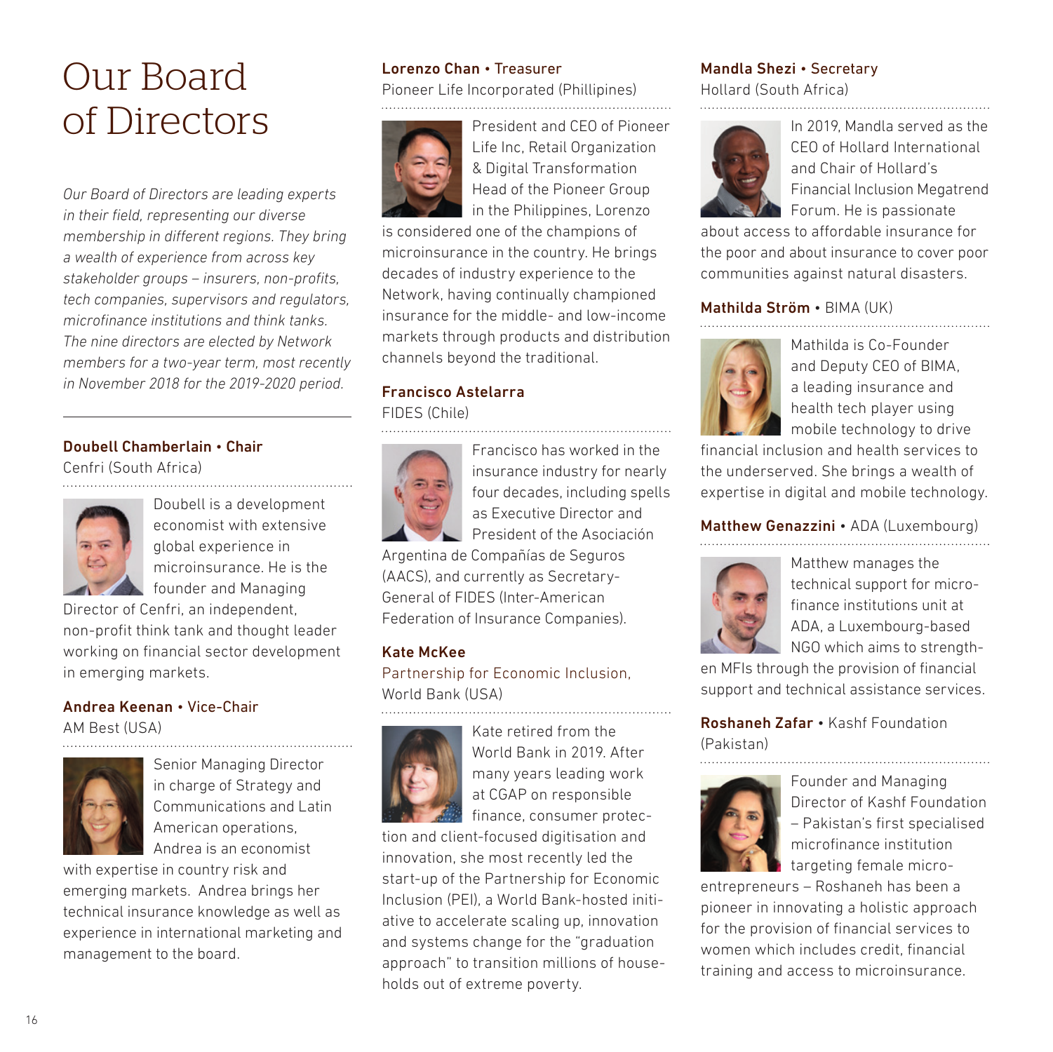# Our Board of Directors

*Our Board of Directors are leading experts in their field, representing our diverse membership in different regions. They bring a wealth of experience from across key stakeholder groups – insurers, non-profits, tech companies, supervisors and regulators, microfinance institutions and think tanks. The nine directors are elected by Network members for a two-year term, most recently in November 2018 for the 2019-2020 period.*

---

**Doubell Chamberlain • Chair**
Cenfri (South Africa)

Doubell is a development economist with extensive global experience in microinsurance. He is the founder and Managing Director of Cenfri, an independent, non-profit think tank and thought leader working on financial sector development in emerging markets.

**Andrea Keenan • Vice-Chair**
AM Best (USA)

Senior Managing Director in charge of Strategy and Communications and Latin American operations, Andrea is an economist with expertise in country risk and emerging markets. Andrea brings her technical insurance knowledge as well as experience in international marketing and management to the board.

**Lorenzo Chan • Treasurer**
Pioneer Life Incorporated (Phillipines)

President and CEO of Pioneer Life Inc, Retail Organization & Digital Transformation Head of the Pioneer Group in the Philippines, Lorenzo is considered one of the champions of microinsurance in the country. He brings decades of industry experience to the Network, having continually championed insurance for the middle- and low-income markets through products and distribution channels beyond the traditional.

**Francisco Astelarra**
FIDES (Chile)

Francisco has worked in the insurance industry for nearly four decades, including spells as Executive Director and President of the Asociación Argentina de Compañías de Seguros (AACS), and currently as Secretary-General of FIDES (Inter-American Federation of Insurance Companies).

**Kate McKee**
Partnership for Economic Inclusion, World Bank (USA)

Kate retired from the World Bank in 2019. After many years leading work at CGAP on responsible finance, consumer protection and client-focused digitisation and innovation, she most recently led the start-up of the Partnership for Economic Inclusion (PEI), a World Bank-hosted initiative to accelerate scaling up, innovation and systems change for the "graduation approach" to transition millions of households out of extreme poverty.

**Mandla Shezi • Secretary**
Hollard (South Africa)

In 2019, Mandla served as the CEO of Hollard International and Chair of Hollard's Financial Inclusion Megatrend Forum. He is passionate about access to affordable insurance for the poor and about insurance to cover poor communities against natural disasters.

**Mathilda Ström** • BIMA (UK)

Mathilda is Co-Founder and Deputy CEO of BIMA, a leading insurance and health tech player using mobile technology to drive financial inclusion and health services to the underserved. She brings a wealth of expertise in digital and mobile technology.

**Matthew Genazzini** • ADA (Luxembourg)

Matthew manages the technical support for microfinance institutions unit at ADA, a Luxembourg-based NGO which aims to strengthen MFIs through the provision of financial support and technical assistance services.

**Roshaneh Zafar** • Kashf Foundation (Pakistan)

Founder and Managing Director of Kashf Foundation – Pakistan's first specialised microfinance institution targeting female microentrepreneurs – Roshaneh has been a pioneer in innovating a holistic approach for the provision of financial services to women which includes credit, financial training and access to microinsurance.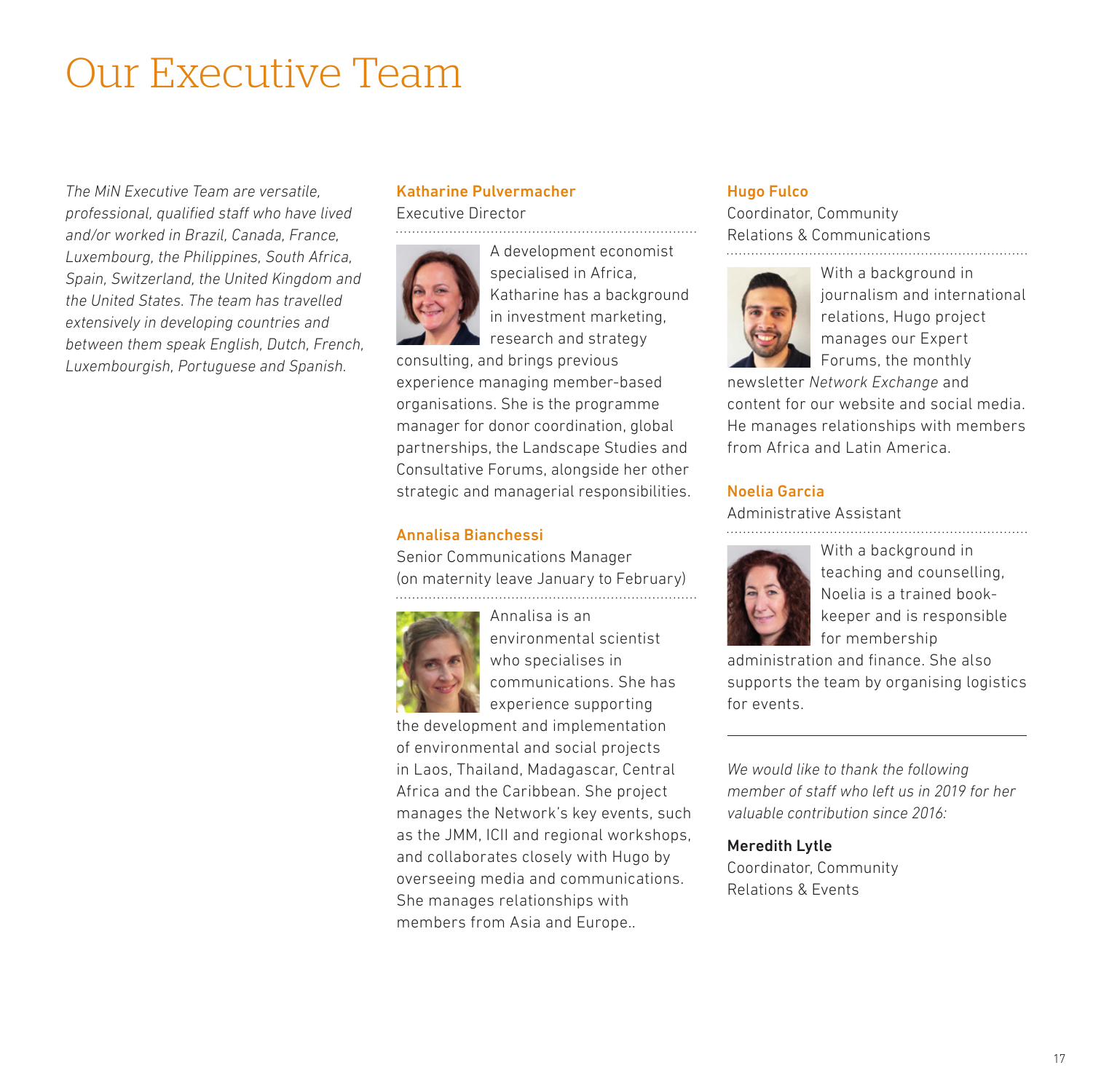# Our Executive Team

*The MiN Executive Team are versatile, professional, qualified staff who have lived and/or worked in Brazil, Canada, France, Luxembourg, the Philippines, South Africa, Spain, Switzerland, the United Kingdom and the United States. The team has travelled extensively in developing countries and between them speak English, Dutch, French, Luxembourgish, Portuguese and Spanish.*

**Katharine Pulvermacher**
Executive Director

A development economist specialised in Africa, Katharine has a background in investment marketing, research and strategy consulting, and brings previous experience managing member-based organisations. She is the programme manager for donor coordination, global partnerships, the Landscape Studies and Consultative Forums, alongside her other strategic and managerial responsibilities.

**Annalisa Bianchessi**
Senior Communications Manager
(on maternity leave January to February)

Annalisa is an environmental scientist who specialises in communications. She has experience supporting the development and implementation of environmental and social projects in Laos, Thailand, Madagascar, Central Africa and the Caribbean. She project manages the Network's key events, such as the JMM, ICII and regional workshops, and collaborates closely with Hugo by overseeing media and communications. She manages relationships with members from Asia and Europe..

**Hugo Fulco**
Coordinator, Community Relations & Communications

With a background in journalism and international relations, Hugo project manages our Expert Forums, the monthly newsletter *Network Exchange* and content for our website and social media. He manages relationships with members from Africa and Latin America.

**Noelia Garcia**
Administrative Assistant

With a background in teaching and counselling, Noelia is a trained book-keeper and is responsible for membership administration and finance. She also supports the team by organising logistics for events.

---

*We would like to thank the following member of staff who left us in 2019 for her valuable contribution since 2016:*

**Meredith Lytle**
Coordinator, Community Relations & Events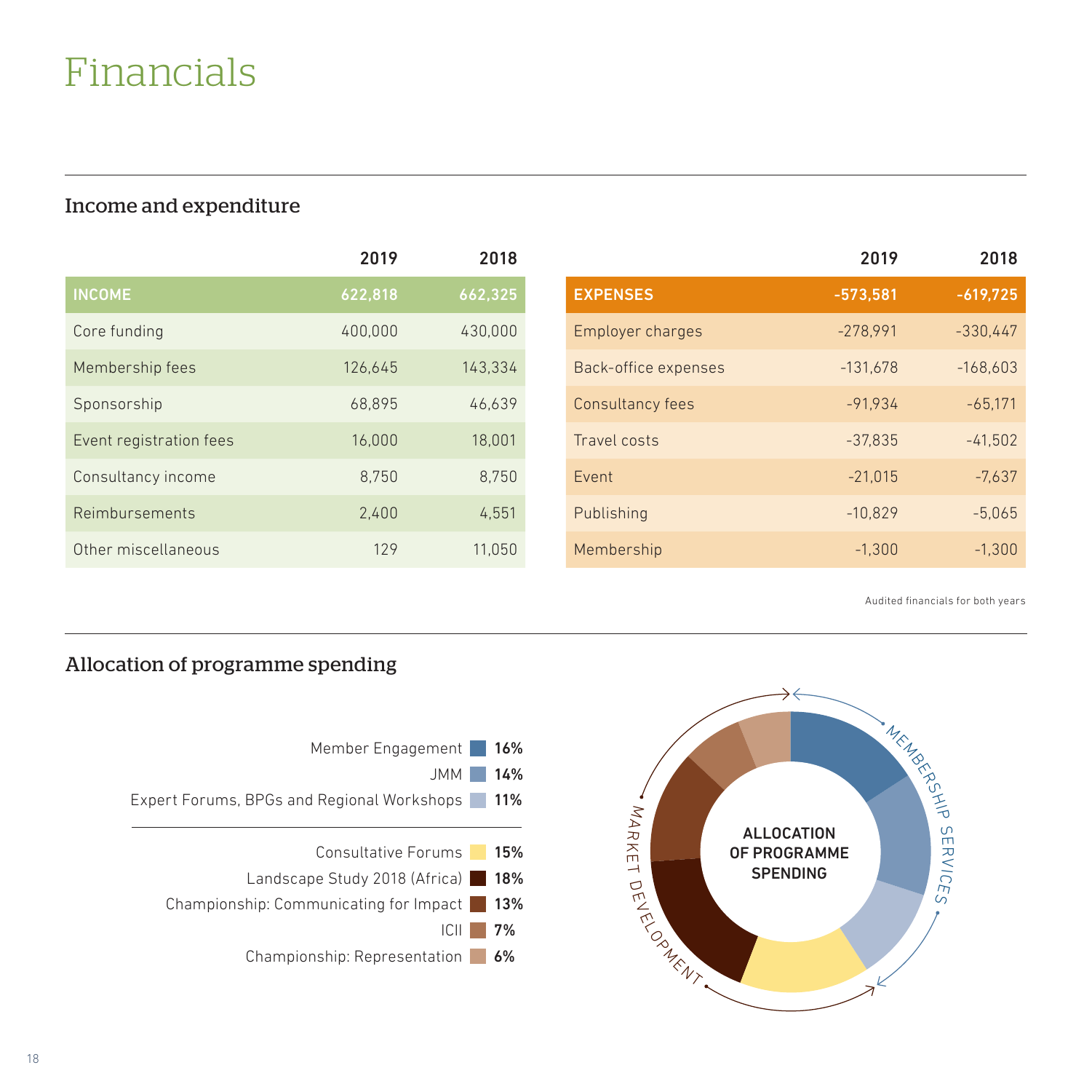# Financials

## Income and expenditure

| | 2019 | 2018 |
|---|---|---|
| **INCOME** | **622,818** | **662,325** |
| Core funding | 400,000 | 430,000 |
| Membership fees | 126,645 | 143,334 |
| Sponsorship | 68,895 | 46,639 |
| Event registration fees | 16,000 | 18,001 |
| Consultancy income | 8,750 | 8,750 |
| Reimbursements | 2,400 | 4,551 |
| Other miscellaneous | 129 | 11,050 |

| | 2019 | 2018 |
|---|---|---|
| **EXPENSES** | **-573,581** | **-619,725** |
| Employer charges | -278,991 | -330,447 |
| Back-office expenses | -131,678 | -168,603 |
| Consultancy fees | -91,934 | -65,171 |
| Travel costs | -37,835 | -41,502 |
| Event | -21,015 | -7,637 |
| Publishing | -10,829 | -5,065 |
| Membership | -1,300 | -1,300 |

Audited financials for both years

## Allocation of programme spending

**Membership services**

- Member Engagement **16%**
- JMM **14%**
- Expert Forums, BPGs and Regional Workshops **11%**

**Market development**

- Consultative Forums **15%**
- Landscape Study 2018 (Africa) **18%**
- Championship: Communicating for Impact **13%**
- ICII **7%**
- Championship: Representation **6%**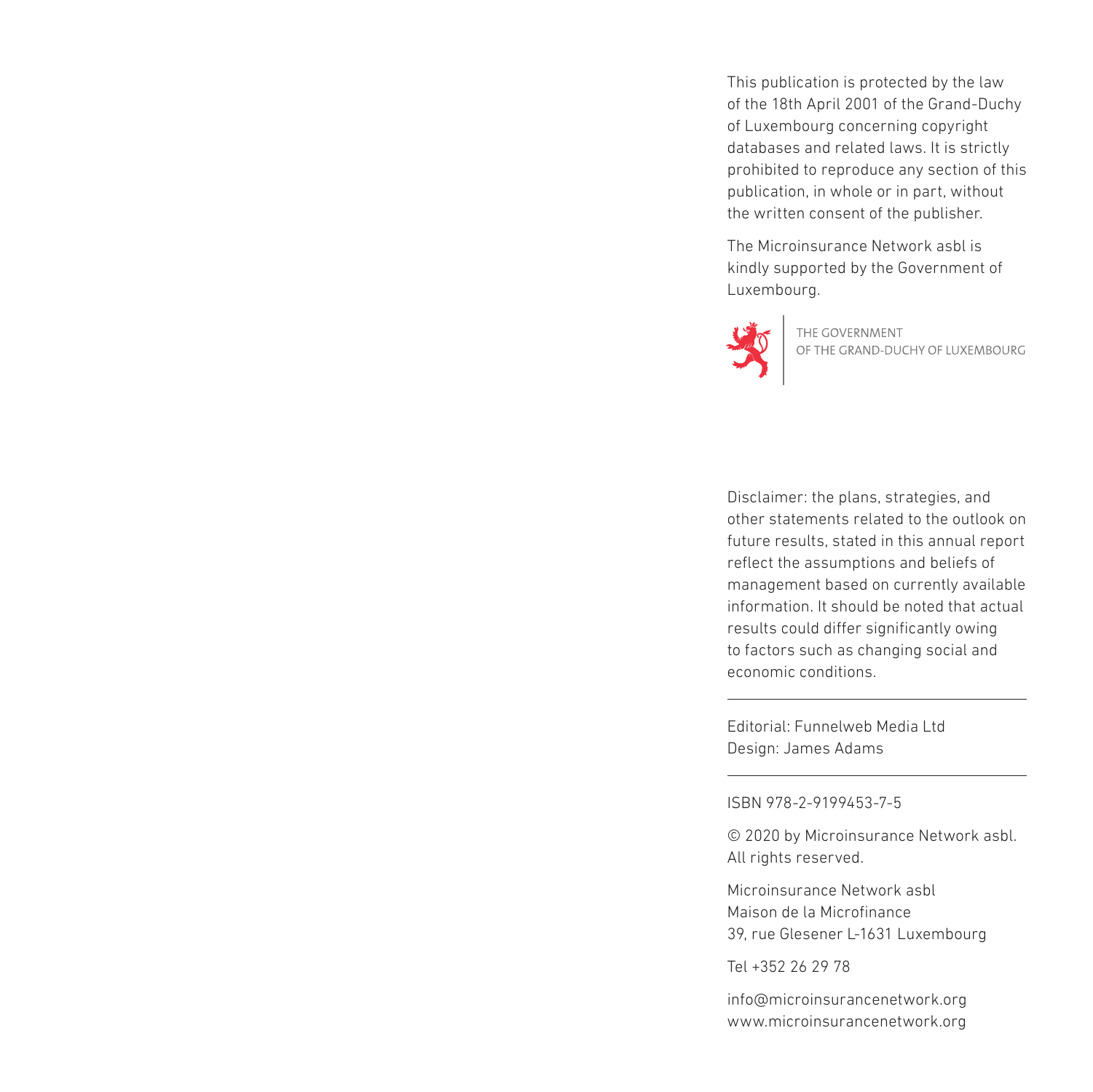This publication is protected by the law of the 18th April 2001 of the Grand-Duchy of Luxembourg concerning copyright databases and related laws. It is strictly prohibited to reproduce any section of this publication, in whole or in part, without the written consent of the publisher.

The Microinsurance Network asbl is kindly supported by the Government of Luxembourg.

THE GOVERNMENT
OF THE GRAND-DUCHY OF LUXEMBOURG

Disclaimer: the plans, strategies, and other statements related to the outlook on future results, stated in this annual report reflect the assumptions and beliefs of management based on currently available information. It should be noted that actual results could differ significantly owing to factors such as changing social and economic conditions.

---

Editorial: Funnelweb Media Ltd
Design: James Adams

---

ISBN 978-2-9199453-7-5

© 2020 by Microinsurance Network asbl.
All rights reserved.

Microinsurance Network asbl
Maison de la Microfinance
39, rue Glesener L-1631 Luxembourg

Tel +352 26 29 78

info@microinsurancenetwork.org
www.microinsurancenetwork.org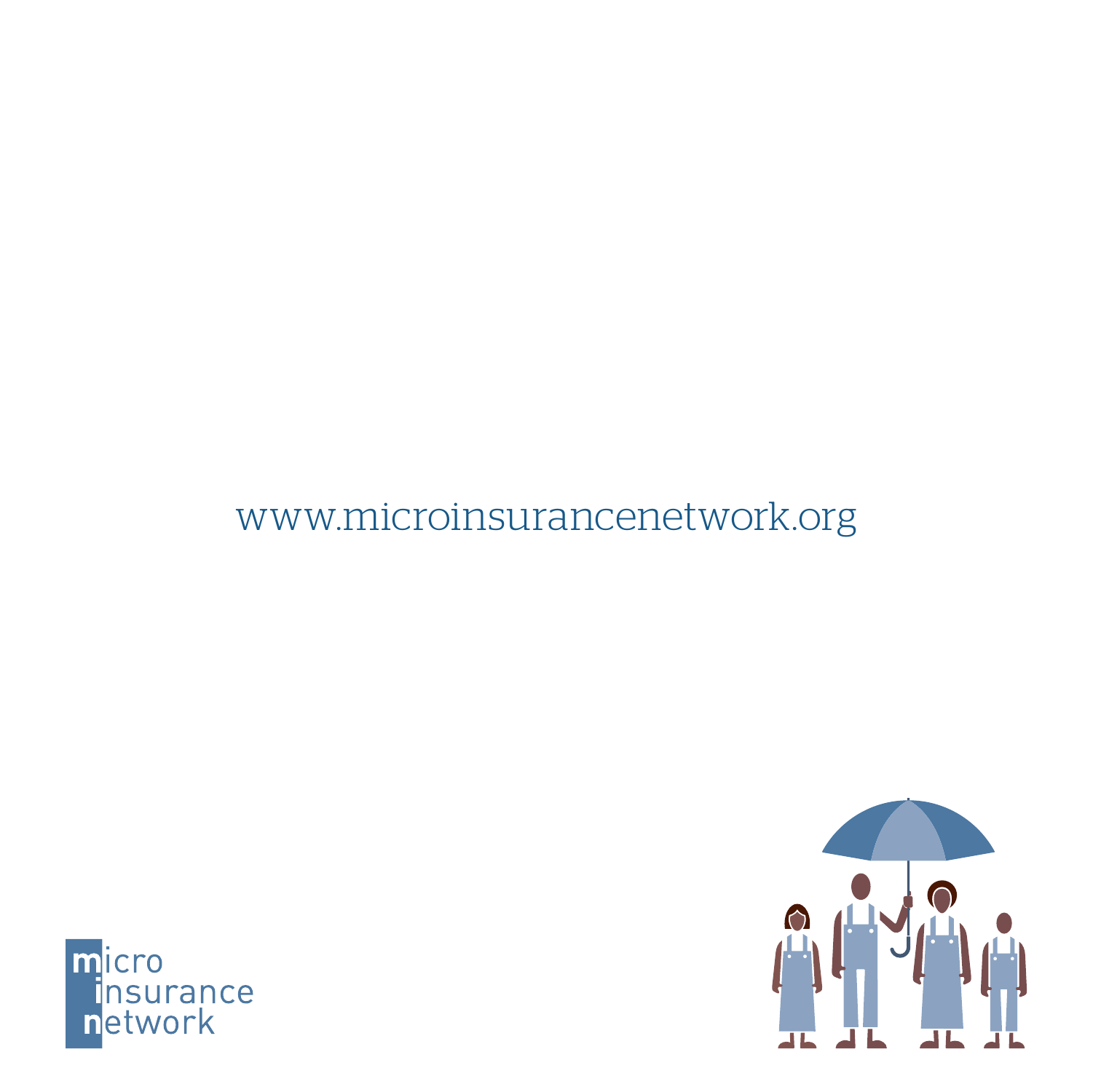www.microinsurancenetwork.org

micro
insurance
network